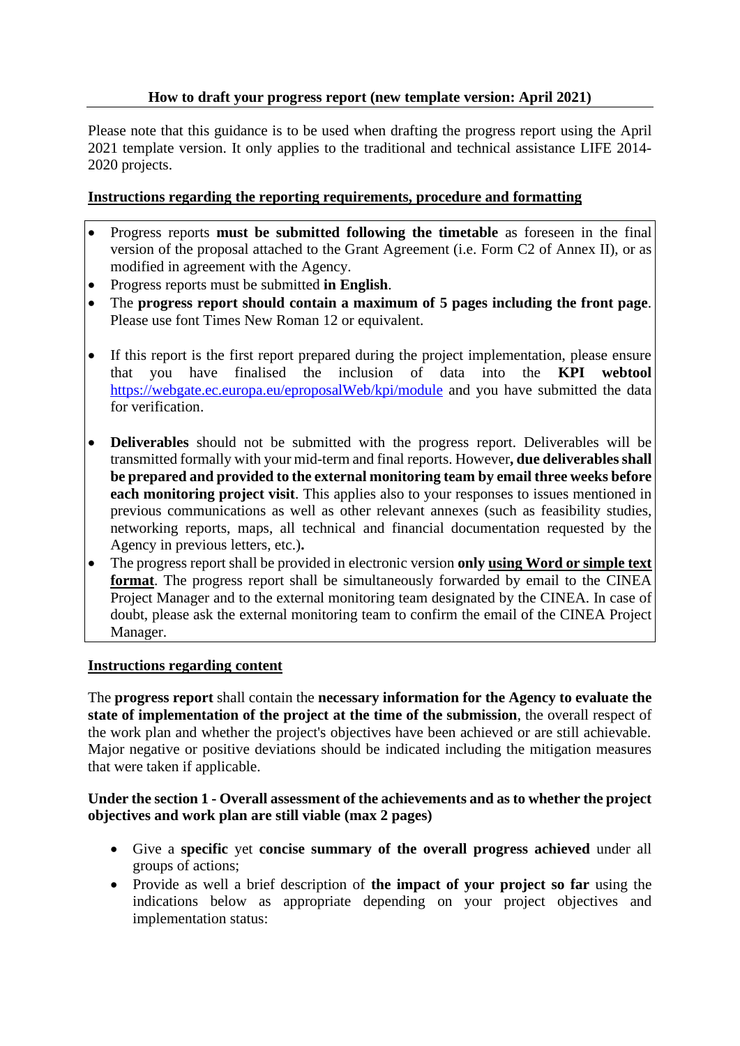**How to draft your progress report (new template version: April 2021)**

Please note that this guidance is to be used when drafting the progress report using the April 2021 template version. It only applies to the traditional and technical assistance LIFE 2014-2020 projects.

**Instructions regarding the reporting requirements, procedure and formatting**

- Progress reports **must be submitted following the timetable** as foreseen in the final version of the proposal attached to the Grant Agreement (i.e. Form C2 of Annex II), or as modified in agreement with the Agency.
- Progress reports must be submitted **in English**.
- The **progress report should contain a maximum of 5 pages including the front page**. Please use font Times New Roman 12 or equivalent.
- If this report is the first report prepared during the project implementation, please ensure that you have finalised the inclusion of data into the **KPI webtool** https://webgate.ec.europa.eu/eproposalWeb/kpi/module and you have submitted the data for verification.
- **Deliverables** should not be submitted with the progress report. Deliverables will be transmitted formally with your mid-term and final reports. However**, due deliverables shall be prepared and provided to the external monitoring team by email three weeks before each monitoring project visit**. This applies also to your responses to issues mentioned in previous communications as well as other relevant annexes (such as feasibility studies, networking reports, maps, all technical and financial documentation requested by the Agency in previous letters, etc.)**.**
- The progress report shall be provided in electronic version **only** **using Word or simple text format**. The progress report shall be simultaneously forwarded by email to the CINEA Project Manager and to the external monitoring team designated by the CINEA. In case of doubt, please ask the external monitoring team to confirm the email of the CINEA Project Manager.

**Instructions regarding content**

The **progress report** shall contain the **necessary information for the Agency to evaluate the state of implementation of the project at the time of the submission**, the overall respect of the work plan and whether the project's objectives have been achieved or are still achievable. Major negative or positive deviations should be indicated including the mitigation measures that were taken if applicable.

**Under the section 1 - Overall assessment of the achievements and as to whether the project objectives and work plan are still viable (max 2 pages)**

- Give a **specific** yet **concise summary of the overall progress achieved** under all groups of actions;
- Provide as well a brief description of **the impact of your project so far** using the indications below as appropriate depending on your project objectives and implementation status: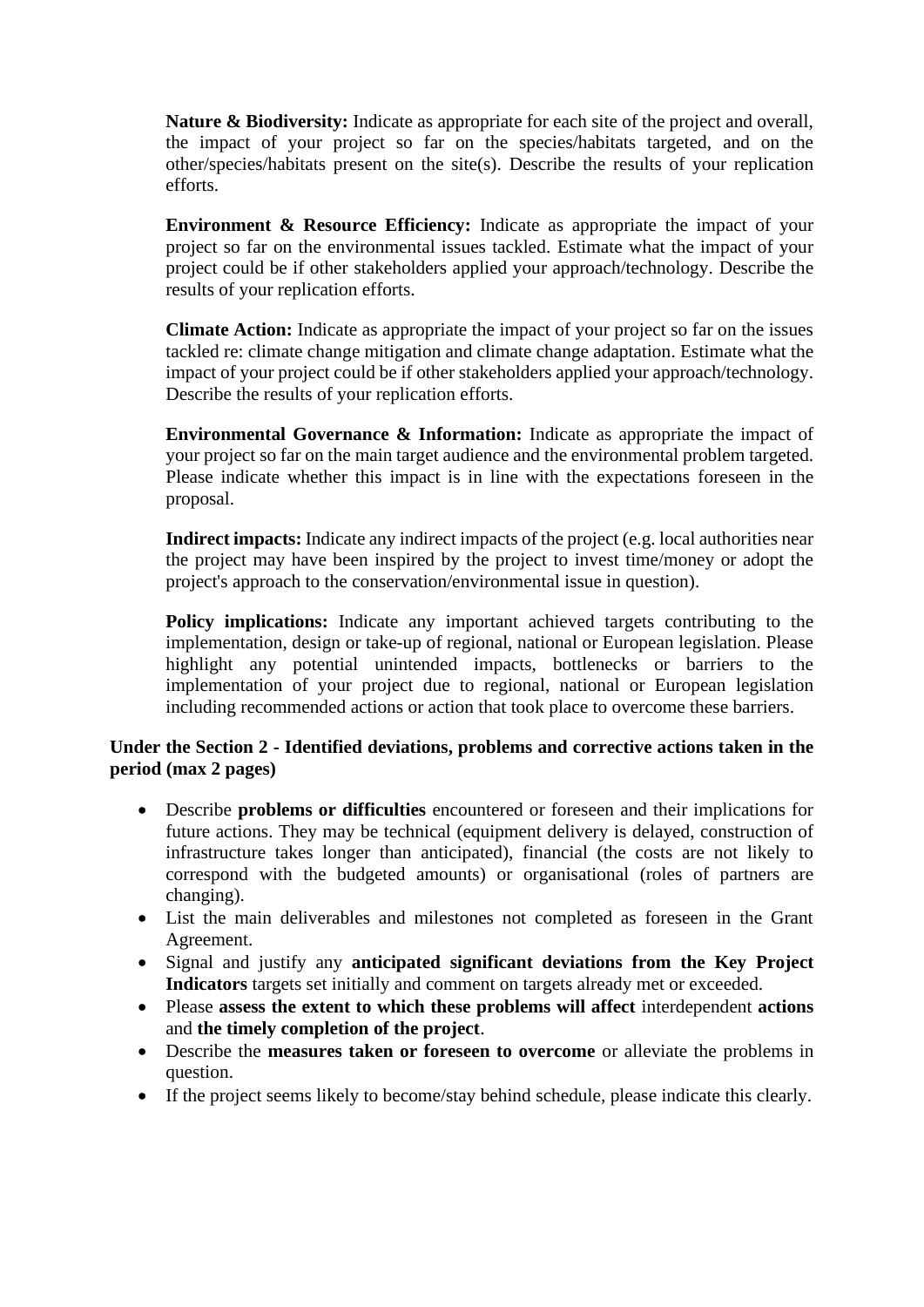**Nature & Biodiversity:** Indicate as appropriate for each site of the project and overall, the impact of your project so far on the species/habitats targeted, and on the other/species/habitats present on the site(s). Describe the results of your replication efforts.

**Environment & Resource Efficiency:** Indicate as appropriate the impact of your project so far on the environmental issues tackled. Estimate what the impact of your project could be if other stakeholders applied your approach/technology. Describe the results of your replication efforts.

**Climate Action:** Indicate as appropriate the impact of your project so far on the issues tackled re: climate change mitigation and climate change adaptation. Estimate what the impact of your project could be if other stakeholders applied your approach/technology. Describe the results of your replication efforts.

**Environmental Governance & Information:** Indicate as appropriate the impact of your project so far on the main target audience and the environmental problem targeted. Please indicate whether this impact is in line with the expectations foreseen in the proposal.

**Indirect impacts:** Indicate any indirect impacts of the project (e.g. local authorities near the project may have been inspired by the project to invest time/money or adopt the project's approach to the conservation/environmental issue in question).

**Policy implications:** Indicate any important achieved targets contributing to the implementation, design or take-up of regional, national or European legislation. Please highlight any potential unintended impacts, bottlenecks or barriers to the implementation of your project due to regional, national or European legislation including recommended actions or action that took place to overcome these barriers.

**Under the Section 2 - Identified deviations, problems and corrective actions taken in the period (max 2 pages)**

- Describe **problems or difficulties** encountered or foreseen and their implications for future actions. They may be technical (equipment delivery is delayed, construction of infrastructure takes longer than anticipated), financial (the costs are not likely to correspond with the budgeted amounts) or organisational (roles of partners are changing).
- List the main deliverables and milestones not completed as foreseen in the Grant Agreement.
- Signal and justify any **anticipated significant deviations from the Key Project Indicators** targets set initially and comment on targets already met or exceeded.
- Please **assess the extent to which these problems will affect** interdependent **actions** and **the timely completion of the project**.
- Describe the **measures taken or foreseen to overcome** or alleviate the problems in question.
- If the project seems likely to become/stay behind schedule, please indicate this clearly.